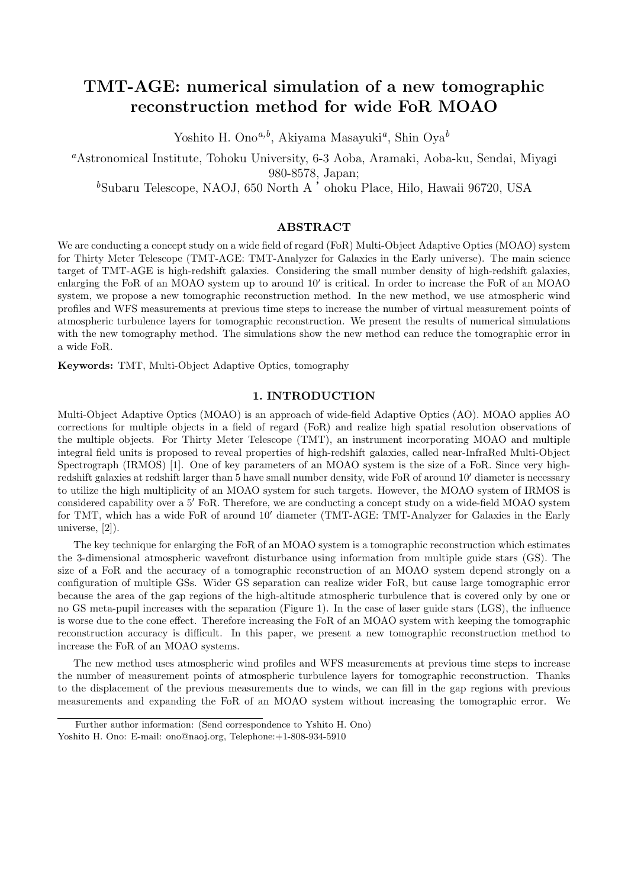# TMT-AGE: numerical simulation of a new tomographic reconstruction method for wide FoR MOAO

Yoshito H. Ono[a,b], Akiyama Masayuki[a], Shin Oya[b]

[a]Astronomical Institute, Tohoku University, 6-3 Aoba, Aramaki, Aoba-ku, Sendai, Miyagi 980-8578, Japan;

[b]Subaru Telescope, NAOJ, 650 North A ' ohoku Place, Hilo, Hawaii 96720, USA

## ABSTRACT

We are conducting a concept study on a wide field of regard (FoR) Multi-Object Adaptive Optics (MOAO) system for Thirty Meter Telescope (TMT-AGE: TMT-Analyzer for Galaxies in the Early universe). The main science target of TMT-AGE is high-redshift galaxies. Considering the small number density of high-redshift galaxies, enlarging the FoR of an MOAO system up to around $10'$ is critical. In order to increase the FoR of an MOAO system, we propose a new tomographic reconstruction method. In the new method, we use atmospheric wind profiles and WFS measurements at previous time steps to increase the number of virtual measurement points of atmospheric turbulence layers for tomographic reconstruction. We present the results of numerical simulations with the new tomography method. The simulations show the new method can reduce the tomographic error in a wide FoR.

**Keywords:** TMT, Multi-Object Adaptive Optics, tomography

## 1. INTRODUCTION

Multi-Object Adaptive Optics (MOAO) is an approach of wide-field Adaptive Optics (AO). MOAO applies AO corrections for multiple objects in a field of regard (FoR) and realize high spatial resolution observations of the multiple objects. For Thirty Meter Telescope (TMT), an instrument incorporating MOAO and multiple integral field units is proposed to reveal properties of high-redshift galaxies, called near-InfraRed Multi-Object Spectrograph (IRMOS) [1]. One of key parameters of an MOAO system is the size of a FoR. Since very high-redshift galaxies at redshift larger than 5 have small number density, wide FoR of around $10'$ diameter is necessary to utilize the high multiplicity of an MOAO system for such targets. However, the MOAO system of IRMOS is considered capability over a $5'$ FoR. Therefore, we are conducting a concept study on a wide-field MOAO system for TMT, which has a wide FoR of around $10'$ diameter (TMT-AGE: TMT-Analyzer for Galaxies in the Early universe, [2]).

The key technique for enlarging the FoR of an MOAO system is a tomographic reconstruction which estimates the 3-dimensional atmospheric wavefront disturbance using information from multiple guide stars (GS). The size of a FoR and the accuracy of a tomographic reconstruction of an MOAO system depend strongly on a configuration of multiple GSs. Wider GS separation can realize wider FoR, but cause large tomographic error because the area of the gap regions of the high-altitude atmospheric turbulence that is covered only by one or no GS meta-pupil increases with the separation (Figure 1). In the case of laser guide stars (LGS), the influence is worse due to the cone effect. Therefore increasing the FoR of an MOAO system with keeping the tomographic reconstruction accuracy is difficult. In this paper, we present a new tomographic reconstruction method to increase the FoR of an MOAO systems.

The new method uses atmospheric wind profiles and WFS measurements at previous time steps to increase the number of measurement points of atmospheric turbulence layers for tomographic reconstruction. Thanks to the displacement of the previous measurements due to winds, we can fill in the gap regions with previous measurements and expanding the FoR of an MOAO system without increasing the tomographic error. We

Further author information: (Send correspondence to Yshito H. Ono)
Yoshito H. Ono: E-mail: ono@naoj.org, Telephone:+1-808-934-5910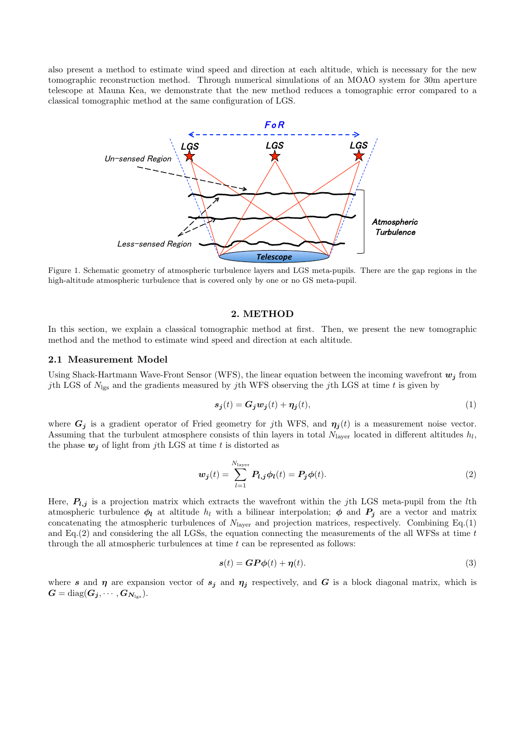also present a method to estimate wind speed and direction at each altitude, which is necessary for the new tomographic reconstruction method. Through numerical simulations of an MOAO system for 30m aperture telescope at Mauna Kea, we demonstrate that the new method reduces a tomographic error compared to a classical tomographic method at the same configuration of LGS.

Figure 1. Schematic geometry of atmospheric turbulence layers and LGS meta-pupils. There are the gap regions in the high-altitude atmospheric turbulence that is covered only by one or no GS meta-pupil.

## 2. METHOD

In this section, we explain a classical tomographic method at first. Then, we present the new tomographic method and the method to estimate wind speed and direction at each altitude.

### 2.1 Measurement Model

Using Shack-Hartmann Wave-Front Sensor (WFS), the linear equation between the incoming wavefront $\boldsymbol{w_j}$ from $j$th LGS of $N_{\mathrm{lgs}}$ and the gradients measured by $j$th WFS observing the $j$th LGS at time $t$ is given by

$$\boldsymbol{s_j}(t) = \boldsymbol{G_j}\boldsymbol{w_j}(t) + \boldsymbol{\eta_j}(t), \tag{1}$$

where $\boldsymbol{G_j}$ is a gradient operator of Fried geometry for $j$th WFS, and $\boldsymbol{\eta_j}(t)$ is a measurement noise vector. Assuming that the turbulent atmosphere consists of thin layers in total $N_{\mathrm{layer}}$ located in different altitudes $h_l$, the phase $\boldsymbol{w_j}$ of light from $j$th LGS at time $t$ is distorted as

$$\boldsymbol{w_j}(t) = \sum_{l=1}^{N_{\mathrm{layer}}} \boldsymbol{P_{l,j}}\boldsymbol{\phi_l}(t) = \boldsymbol{P_j}\boldsymbol{\phi}(t). \tag{2}$$

Here, $\boldsymbol{P_{l,j}}$ is a projection matrix which extracts the wavefront within the $j$th LGS meta-pupil from the $l$th atmospheric turbulence $\boldsymbol{\phi_l}$ at altitude $h_l$ with a bilinear interpolation; $\boldsymbol{\phi}$ and $\boldsymbol{P_j}$ are a vector and matrix concatenating the atmospheric turbulences of $N_{\mathrm{layer}}$ and projection matrices, respectively. Combining Eq.(1) and Eq.(2) and considering the all LGSs, the equation connecting the measurements of the all WFSs at time $t$ through the all atmospheric turbulences at time $t$ can be represented as follows:

$$\boldsymbol{s}(t) = \boldsymbol{G}\boldsymbol{P}\boldsymbol{\phi}(t) + \boldsymbol{\eta}(t). \tag{3}$$

where $\boldsymbol{s}$ and $\boldsymbol{\eta}$ are expansion vector of $\boldsymbol{s_j}$ and $\boldsymbol{\eta_j}$ respectively, and $\boldsymbol{G}$ is a block diagonal matrix, which is $\boldsymbol{G} = \mathrm{diag}(\boldsymbol{G_j}, \cdots, \boldsymbol{G_{N_{\mathrm{lgs}}}})$.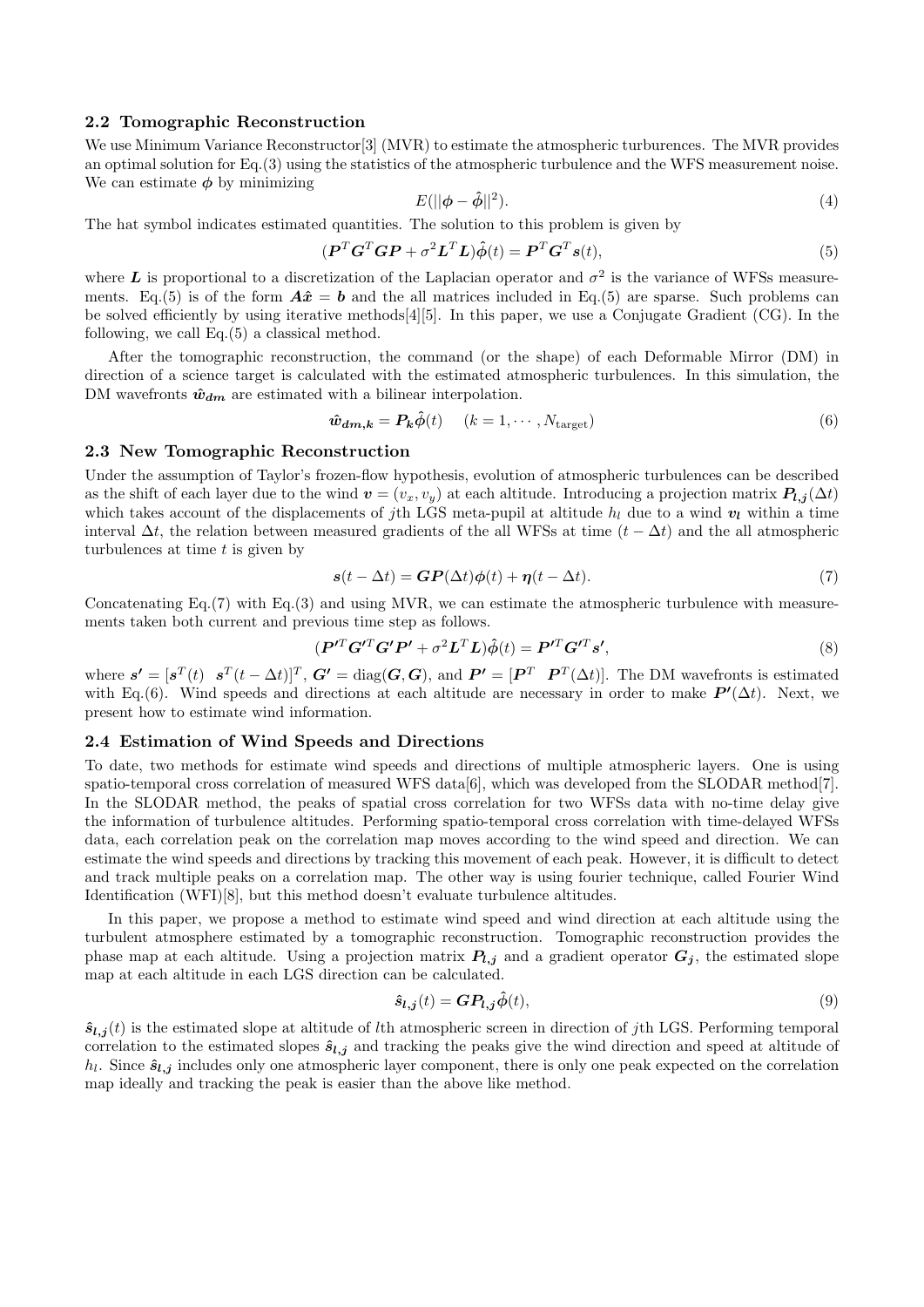### 2.2 Tomographic Reconstruction

We use Minimum Variance Reconstructor[3] (MVR) to estimate the atmospheric turburences. The MVR provides an optimal solution for Eq.(3) using the statistics of the atmospheric turbulence and the WFS measurement noise. We can estimate $\boldsymbol{\phi}$ by minimizing

$$E(||\boldsymbol{\phi} - \hat{\boldsymbol{\phi}}||^2). \tag{4}$$

The hat symbol indicates estimated quantities. The solution to this problem is given by

$$(\boldsymbol{P}^T\boldsymbol{G}^T\boldsymbol{G}\boldsymbol{P} + \sigma^2\boldsymbol{L}^T\boldsymbol{L})\hat{\boldsymbol{\phi}}(t) = \boldsymbol{P}^T\boldsymbol{G}^T\boldsymbol{s}(t), \tag{5}$$

where $\boldsymbol{L}$ is proportional to a discretization of the Laplacian operator and $\sigma^2$ is the variance of WFSs measurements. Eq.(5) is of the form $\boldsymbol{A}\hat{\boldsymbol{x}} = \boldsymbol{b}$ and the all matrices included in Eq.(5) are sparse. Such problems can be solved efficiently by using iterative methods[4][5]. In this paper, we use a Conjugate Gradient (CG). In the following, we call Eq.(5) a classical method.

After the tomographic reconstruction, the command (or the shape) of each Deformable Mirror (DM) in direction of a science target is calculated with the estimated atmospheric turbulences. In this simulation, the DM wavefronts $\hat{\boldsymbol{w}}_{\boldsymbol{dm}}$ are estimated with a bilinear interpolation.

$$\hat{\boldsymbol{w}}_{\boldsymbol{dm,k}} = \boldsymbol{P_k}\hat{\boldsymbol{\phi}}(t) \quad (k = 1, \cdots, N_{\text{target}}) \tag{6}$$

### 2.3 New Tomographic Reconstruction

Under the assumption of Taylor's frozen-flow hypothesis, evolution of atmospheric turbulences can be described as the shift of each layer due to the wind $\boldsymbol{v} = (v_x, v_y)$ at each altitude. Introducing a projection matrix $\boldsymbol{P_{l,j}}(\Delta t)$ which takes account of the displacements of $j$th LGS meta-pupil at altitude $h_l$ due to a wind $\boldsymbol{v_l}$ within a time interval $\Delta t$, the relation between measured gradients of the all WFSs at time $(t - \Delta t)$ and the all atmospheric turbulences at time $t$ is given by

$$\boldsymbol{s}(t - \Delta t) = \boldsymbol{G}\boldsymbol{P}(\Delta t)\boldsymbol{\phi}(t) + \boldsymbol{\eta}(t - \Delta t). \tag{7}$$

Concatenating Eq.(7) with Eq.(3) and using MVR, we can estimate the atmospheric turbulence with measurements taken both current and previous time step as follows.

$$(\boldsymbol{P'}^T\boldsymbol{G'}^T\boldsymbol{G'}\boldsymbol{P'} + \sigma^2\boldsymbol{L}^T\boldsymbol{L})\hat{\boldsymbol{\phi}}(t) = \boldsymbol{P'}^T\boldsymbol{G'}^T\boldsymbol{s'}, \tag{8}$$

where $\boldsymbol{s'} = [\boldsymbol{s}^T(t) \ \ \boldsymbol{s}^T(t - \Delta t)]^T$, $\boldsymbol{G'} = \text{diag}(\boldsymbol{G}, \boldsymbol{G})$, and $\boldsymbol{P'} = [\boldsymbol{P}^T \ \ \boldsymbol{P}^T(\Delta t)]$. The DM wavefronts is estimated with Eq.(6). Wind speeds and directions at each altitude are necessary in order to make $\boldsymbol{P'}(\Delta t)$. Next, we present how to estimate wind information.

### 2.4 Estimation of Wind Speeds and Directions

To date, two methods for estimate wind speeds and directions of multiple atmospheric layers. One is using spatio-temporal cross correlation of measured WFS data[6], which was developed from the SLODAR method[7]. In the SLODAR method, the peaks of spatial cross correlation for two WFSs data with no-time delay give the information of turbulence altitudes. Performing spatio-temporal cross correlation with time-delayed WFSs data, each correlation peak on the correlation map moves according to the wind speed and direction. We can estimate the wind speeds and directions by tracking this movement of each peak. However, it is difficult to detect and track multiple peaks on a correlation map. The other way is using fourier technique, called Fourier Wind Identification (WFI)[8], but this method doesn't evaluate turbulence altitudes.

In this paper, we propose a method to estimate wind speed and wind direction at each altitude using the turbulent atmosphere estimated by a tomographic reconstruction. Tomographic reconstruction provides the phase map at each altitude. Using a projection matrix $\boldsymbol{P_{l,j}}$ and a gradient operator $\boldsymbol{G_j}$, the estimated slope map at each altitude in each LGS direction can be calculated.

$$\hat{\boldsymbol{s}}_{\boldsymbol{l,j}}(t) = \boldsymbol{G}\boldsymbol{P}_{\boldsymbol{l,j}}\hat{\boldsymbol{\phi}}(t), \tag{9}$$

$\hat{\boldsymbol{s}}_{\boldsymbol{l,j}}(t)$ is the estimated slope at altitude of $l$th atmospheric screen in direction of $j$th LGS. Performing temporal correlation to the estimated slopes $\hat{\boldsymbol{s}}_{\boldsymbol{l,j}}$ and tracking the peaks give the wind direction and speed at altitude of $h_l$. Since $\hat{\boldsymbol{s}}_{\boldsymbol{l,j}}$ includes only one atmospheric layer component, there is only one peak expected on the correlation map ideally and tracking the peak is easier than the above like method.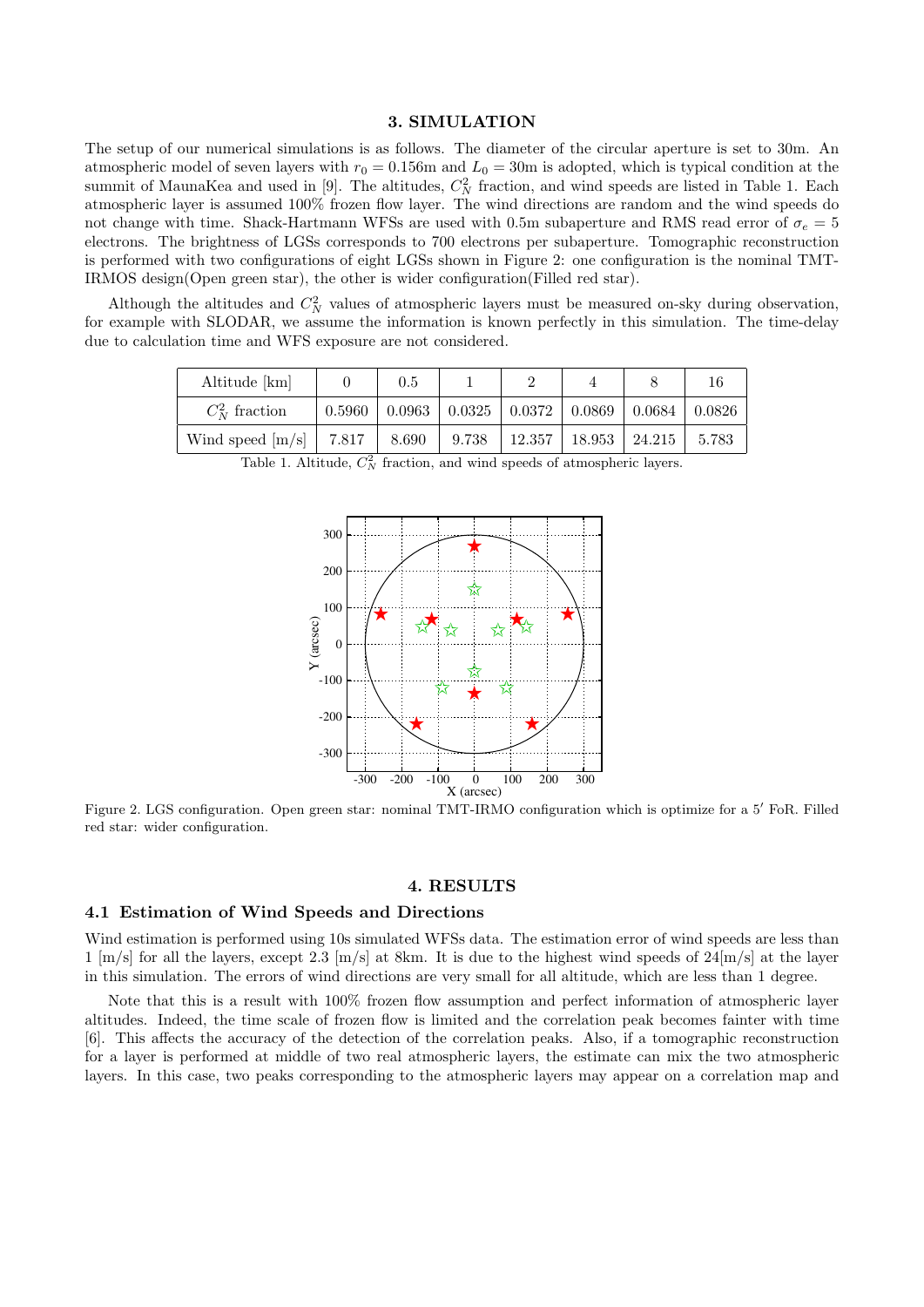## 3. SIMULATION

The setup of our numerical simulations is as follows. The diameter of the circular aperture is set to 30m. An atmospheric model of seven layers with $r_0 = 0.156$m and $L_0 = 30$m is adopted, which is typical condition at the summit of MaunaKea and used in [9]. The altitudes, $C_N^2$ fraction, and wind speeds are listed in Table 1. Each atmospheric layer is assumed 100% frozen flow layer. The wind directions are random and the wind speeds do not change with time. Shack-Hartmann WFSs are used with 0.5m subaperture and RMS read error of $\sigma_e = 5$ electrons. The brightness of LGSs corresponds to 700 electrons per subaperture. Tomographic reconstruction is performed with two configurations of eight LGSs shown in Figure 2: one configuration is the nominal TMT-IRMOS design(Open green star), the other is wider configuration(Filled red star).

Although the altitudes and $C_N^2$ values of atmospheric layers must be measured on-sky during observation, for example with SLODAR, we assume the information is known perfectly in this simulation. The time-delay due to calculation time and WFS exposure are not considered.

| Altitude [km] | 0 | 0.5 | 1 | 2 | 4 | 8 | 16 |
|---|---|---|---|---|---|---|---|
| $C_N^2$ fraction | 0.5960 | 0.0963 | 0.0325 | 0.0372 | 0.0869 | 0.0684 | 0.0826 |
| Wind speed [m/s] | 7.817 | 8.690 | 9.738 | 12.357 | 18.953 | 24.215 | 5.783 |

Table 1. Altitude, $C_N^2$ fraction, and wind speeds of atmospheric layers.

Figure 2. LGS configuration. Open green star: nominal TMT-IRMO configuration which is optimize for a $5'$ FoR. Filled red star: wider configuration.

## 4. RESULTS

### 4.1 Estimation of Wind Speeds and Directions

Wind estimation is performed using 10s simulated WFSs data. The estimation error of wind speeds are less than 1 [m/s] for all the layers, except 2.3 [m/s] at 8km. It is due to the highest wind speeds of 24[m/s] at the layer in this simulation. The errors of wind directions are very small for all altitude, which are less than 1 degree.

Note that this is a result with 100% frozen flow assumption and perfect information of atmospheric layer altitudes. Indeed, the time scale of frozen flow is limited and the correlation peak becomes fainter with time [6]. This affects the accuracy of the detection of the correlation peaks. Also, if a tomographic reconstruction for a layer is performed at middle of two real atmospheric layers, the estimate can mix the two atmospheric layers. In this case, two peaks corresponding to the atmospheric layers may appear on a correlation map and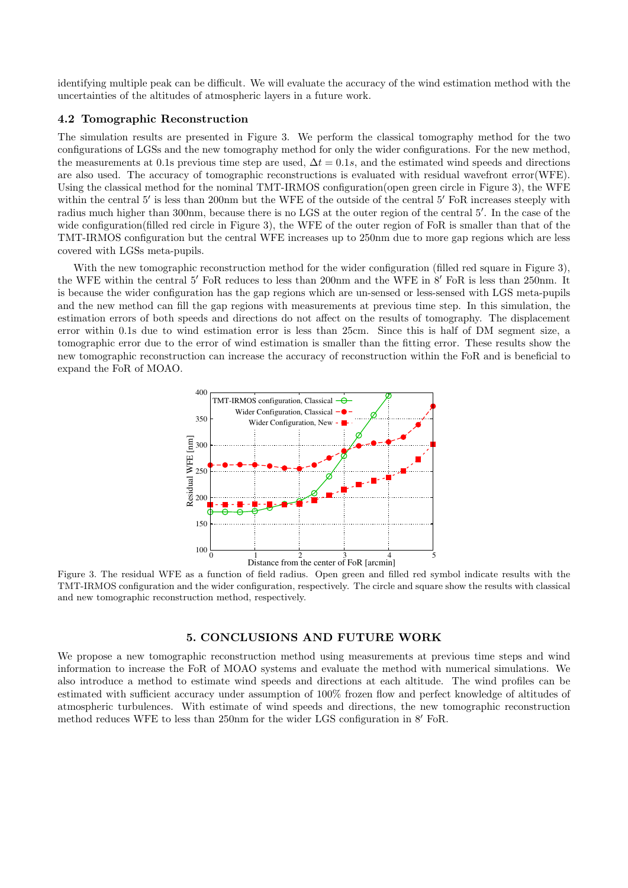identifying multiple peak can be difficult. We will evaluate the accuracy of the wind estimation method with the uncertainties of the altitudes of atmospheric layers in a future work.

### 4.2 Tomographic Reconstruction

The simulation results are presented in Figure 3. We perform the classical tomography method for the two configurations of LGSs and the new tomography method for only the wider configurations. For the new method, the measurements at 0.1s previous time step are used, $\Delta t = 0.1s$, and the estimated wind speeds and directions are also used. The accuracy of tomographic reconstructions is evaluated with residual wavefront error(WFE). Using the classical method for the nominal TMT-IRMOS configuration(open green circle in Figure 3), the WFE within the central $5'$ is less than 200nm but the WFE of the outside of the central $5'$ FoR increases steeply with radius much higher than 300nm, because there is no LGS at the outer region of the central $5'$. In the case of the wide configuration(filled red circle in Figure 3), the WFE of the outer region of FoR is smaller than that of the TMT-IRMOS configuration but the central WFE increases up to 250nm due to more gap regions which are less covered with LGSs meta-pupils.

With the new tomographic reconstruction method for the wider configuration (filled red square in Figure 3), the WFE within the central $5'$ FoR reduces to less than 200nm and the WFE in $8'$ FoR is less than 250nm. It is because the wider configuration has the gap regions which are un-sensed or less-sensed with LGS meta-pupils and the new method can fill the gap regions with measurements at previous time step. In this simulation, the estimation errors of both speeds and directions do not affect on the results of tomography. The displacement error within 0.1s due to wind estimation error is less than 25cm. Since this is half of DM segment size, a tomographic error due to the error of wind estimation is smaller than the fitting error. These results show the new tomographic reconstruction can increase the accuracy of reconstruction within the FoR and is beneficial to expand the FoR of MOAO.

Figure 3. The residual WFE as a function of field radius. Open green and filled red symbol indicate results with the TMT-IRMOS configuration and the wider configuration, respectively. The circle and square show the results with classical and new tomographic reconstruction method, respectively.

## 5. CONCLUSIONS AND FUTURE WORK

We propose a new tomographic reconstruction method using measurements at previous time steps and wind information to increase the FoR of MOAO systems and evaluate the method with numerical simulations. We also introduce a method to estimate wind speeds and directions at each altitude. The wind profiles can be estimated with sufficient accuracy under assumption of 100% frozen flow and perfect knowledge of altitudes of atmospheric turbulences. With estimate of wind speeds and directions, the new tomographic reconstruction method reduces WFE to less than 250nm for the wider LGS configuration in $8'$ FoR.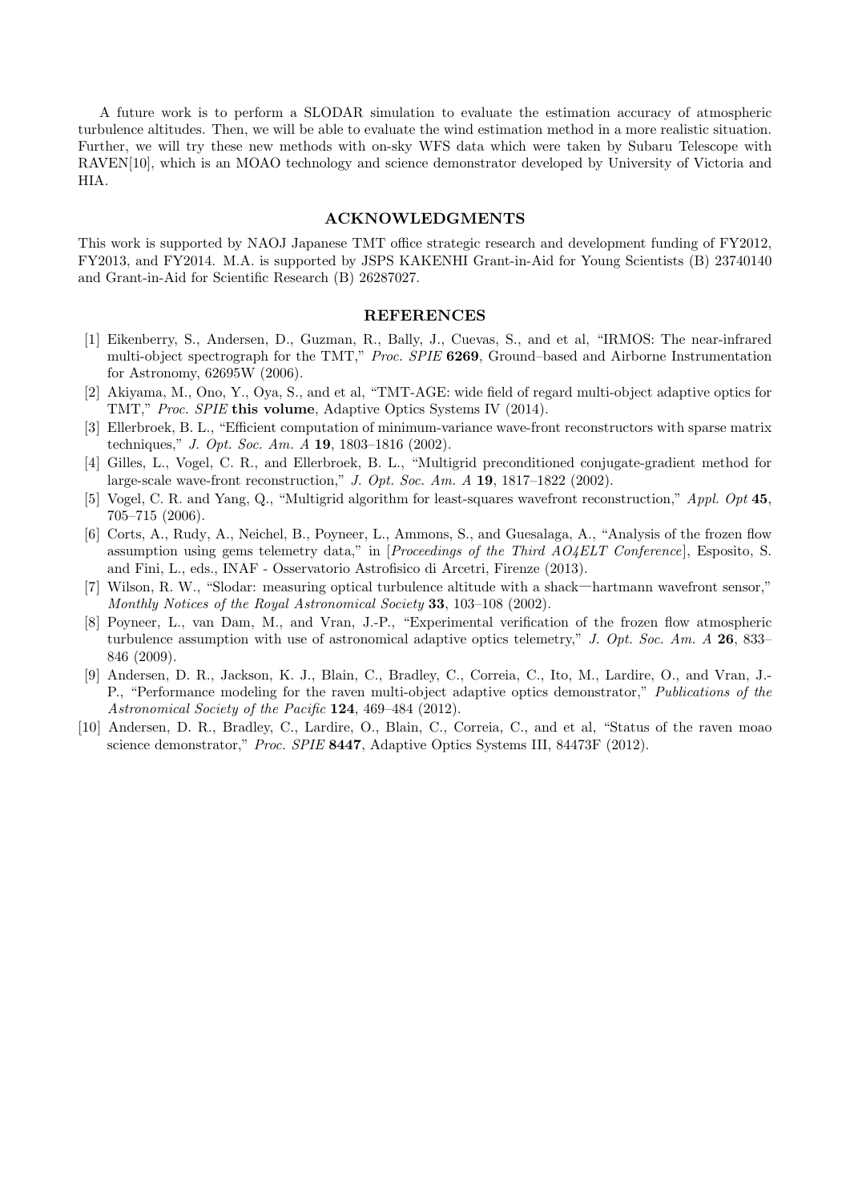A future work is to perform a SLODAR simulation to evaluate the estimation accuracy of atmospheric turbulence altitudes. Then, we will be able to evaluate the wind estimation method in a more realistic situation. Further, we will try these new methods with on-sky WFS data which were taken by Subaru Telescope with RAVEN[10], which is an MOAO technology and science demonstrator developed by University of Victoria and HIA.

## ACKNOWLEDGMENTS

This work is supported by NAOJ Japanese TMT office strategic research and development funding of FY2012, FY2013, and FY2014. M.A. is supported by JSPS KAKENHI Grant-in-Aid for Young Scientists (B) 23740140 and Grant-in-Aid for Scientific Research (B) 26287027.

## REFERENCES

[1] Eikenberry, S., Andersen, D., Guzman, R., Bally, J., Cuevas, S., and et al, "IRMOS: The near-infrared multi-object spectrograph for the TMT," *Proc. SPIE* **6269**, Ground–based and Airborne Instrumentation for Astronomy, 62695W (2006).

[2] Akiyama, M., Ono, Y., Oya, S., and et al, "TMT-AGE: wide field of regard multi-object adaptive optics for TMT," *Proc. SPIE* **this volume**, Adaptive Optics Systems IV (2014).

[3] Ellerbroek, B. L., "Efficient computation of minimum-variance wave-front reconstructors with sparse matrix techniques," *J. Opt. Soc. Am. A* **19**, 1803–1816 (2002).

[4] Gilles, L., Vogel, C. R., and Ellerbroek, B. L., "Multigrid preconditioned conjugate-gradient method for large-scale wave-front reconstruction," *J. Opt. Soc. Am. A* **19**, 1817–1822 (2002).

[5] Vogel, C. R. and Yang, Q., "Multigrid algorithm for least-squares wavefront reconstruction," *Appl. Opt* **45**, 705–715 (2006).

[6] Corts, A., Rudy, A., Neichel, B., Poyneer, L., Ammons, S., and Guesalaga, A., "Analysis of the frozen flow assumption using gems telemetry data," in [*Proceedings of the Third AO4ELT Conference*], Esposito, S. and Fini, L., eds., INAF - Osservatorio Astrofisico di Arcetri, Firenze (2013).

[7] Wilson, R. W., "Slodar: measuring optical turbulence altitude with a shack—hartmann wavefront sensor," *Monthly Notices of the Royal Astronomical Society* **33**, 103–108 (2002).

[8] Poyneer, L., van Dam, M., and Vran, J.-P., "Experimental verification of the frozen flow atmospheric turbulence assumption with use of astronomical adaptive optics telemetry," *J. Opt. Soc. Am. A* **26**, 833–846 (2009).

[9] Andersen, D. R., Jackson, K. J., Blain, C., Bradley, C., Correia, C., Ito, M., Lardire, O., and Vran, J.-P., "Performance modeling for the raven multi-object adaptive optics demonstrator," *Publications of the Astronomical Society of the Pacific* **124**, 469–484 (2012).

[10] Andersen, D. R., Bradley, C., Lardire, O., Blain, C., Correia, C., and et al, "Status of the raven moao science demonstrator," *Proc. SPIE* **8447**, Adaptive Optics Systems III, 84473F (2012).